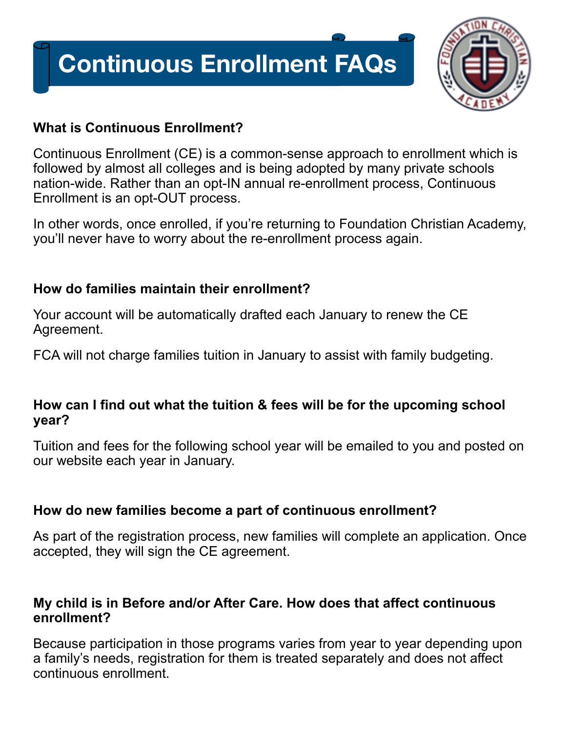# Continuous Enrollment FAQs

### What is Continuous Enrollment?

Continuous Enrollment (CE) is a common-sense approach to enrollment which is followed by almost all colleges and is being adopted by many private schools nation-wide. Rather than an opt-IN annual re-enrollment process, Continuous Enrollment is an opt-OUT process.

In other words, once enrolled, if you're returning to Foundation Christian Academy, you'll never have to worry about the re-enrollment process again.

### How do families maintain their enrollment?

Your account will be automatically drafted each January to renew the CE Agreement.

FCA will not charge families tuition in January to assist with family budgeting.

### How can I find out what the tuition & fees will be for the upcoming school year?

Tuition and fees for the following school year will be emailed to you and posted on our website each year in January.

### How do new families become a part of continuous enrollment?

As part of the registration process, new families will complete an application. Once accepted, they will sign the CE agreement.

### My child is in Before and/or After Care. How does that affect continuous enrollment?

Because participation in those programs varies from year to year depending upon a family's needs, registration for them is treated separately and does not affect continuous enrollment.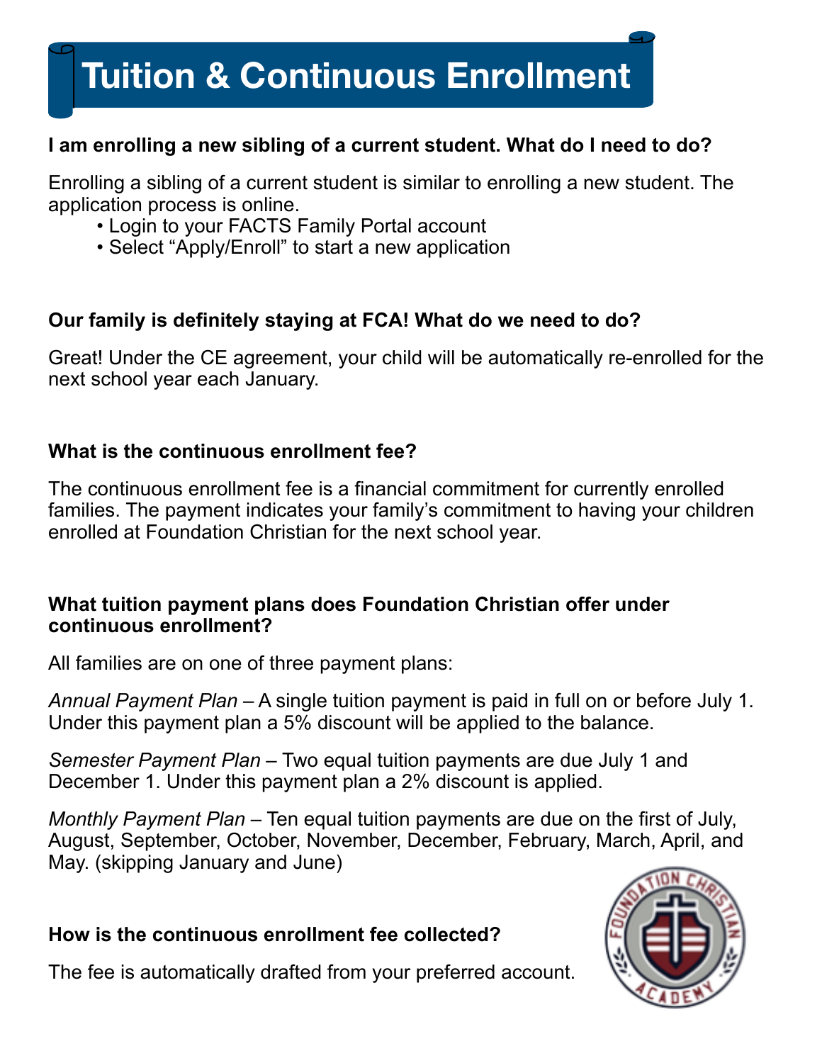# Tuition & Continuous Enrollment

**I am enrolling a new sibling of a current student. What do I need to do?**

Enrolling a sibling of a current student is similar to enrolling a new student. The application process is online.

- Login to your FACTS Family Portal account
- Select "Apply/Enroll" to start a new application

**Our family is definitely staying at FCA! What do we need to do?**

Great! Under the CE agreement, your child will be automatically re-enrolled for the next school year each January.

**What is the continuous enrollment fee?**

The continuous enrollment fee is a financial commitment for currently enrolled families. The payment indicates your family's commitment to having your children enrolled at Foundation Christian for the next school year.

**What tuition payment plans does Foundation Christian offer under continuous enrollment?**

All families are on one of three payment plans:

*Annual Payment Plan* – A single tuition payment is paid in full on or before July 1. Under this payment plan a 5% discount will be applied to the balance.

*Semester Payment Plan* – Two equal tuition payments are due July 1 and December 1. Under this payment plan a 2% discount is applied.

*Monthly Payment Plan* – Ten equal tuition payments are due on the first of July, August, September, October, November, December, February, March, April, and May. (skipping January and June)

**How is the continuous enrollment fee collected?**

The fee is automatically drafted from your preferred account.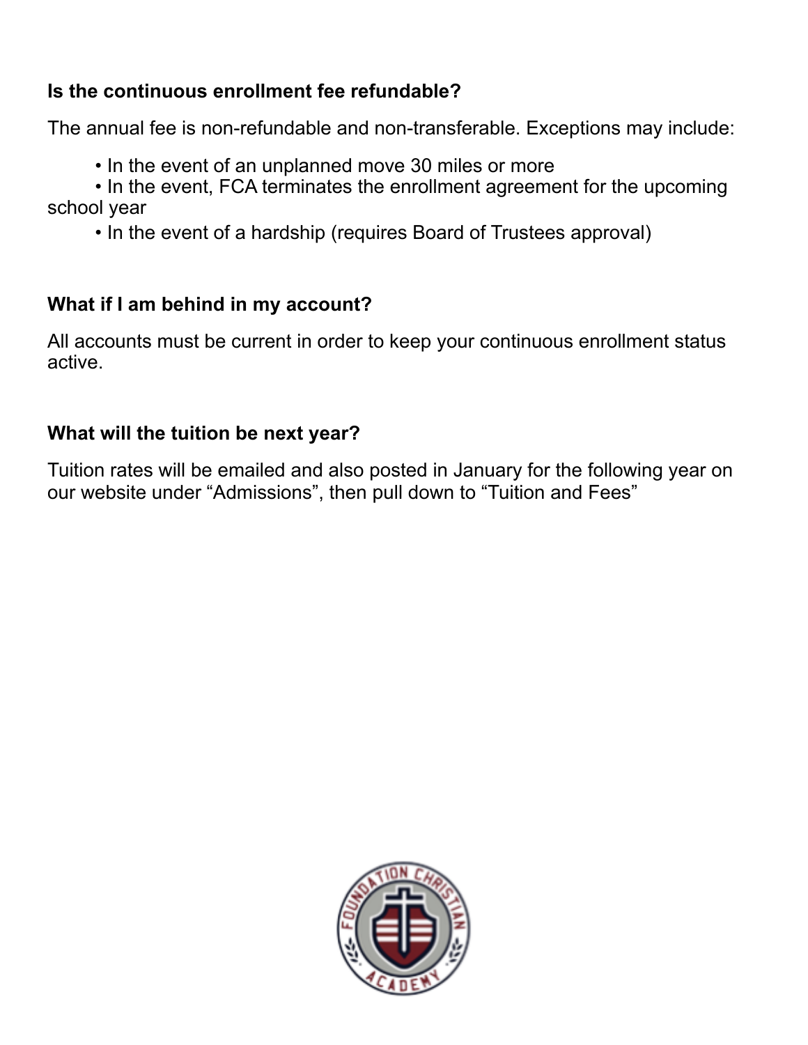**Is the continuous enrollment fee refundable?**

The annual fee is non-refundable and non-transferable. Exceptions may include:

- In the event of an unplanned move 30 miles or more
- In the event, FCA terminates the enrollment agreement for the upcoming school year
- In the event of a hardship (requires Board of Trustees approval)

**What if I am behind in my account?**

All accounts must be current in order to keep your continuous enrollment status active.

**What will the tuition be next year?**

Tuition rates will be emailed and also posted in January for the following year on our website under "Admissions", then pull down to "Tuition and Fees"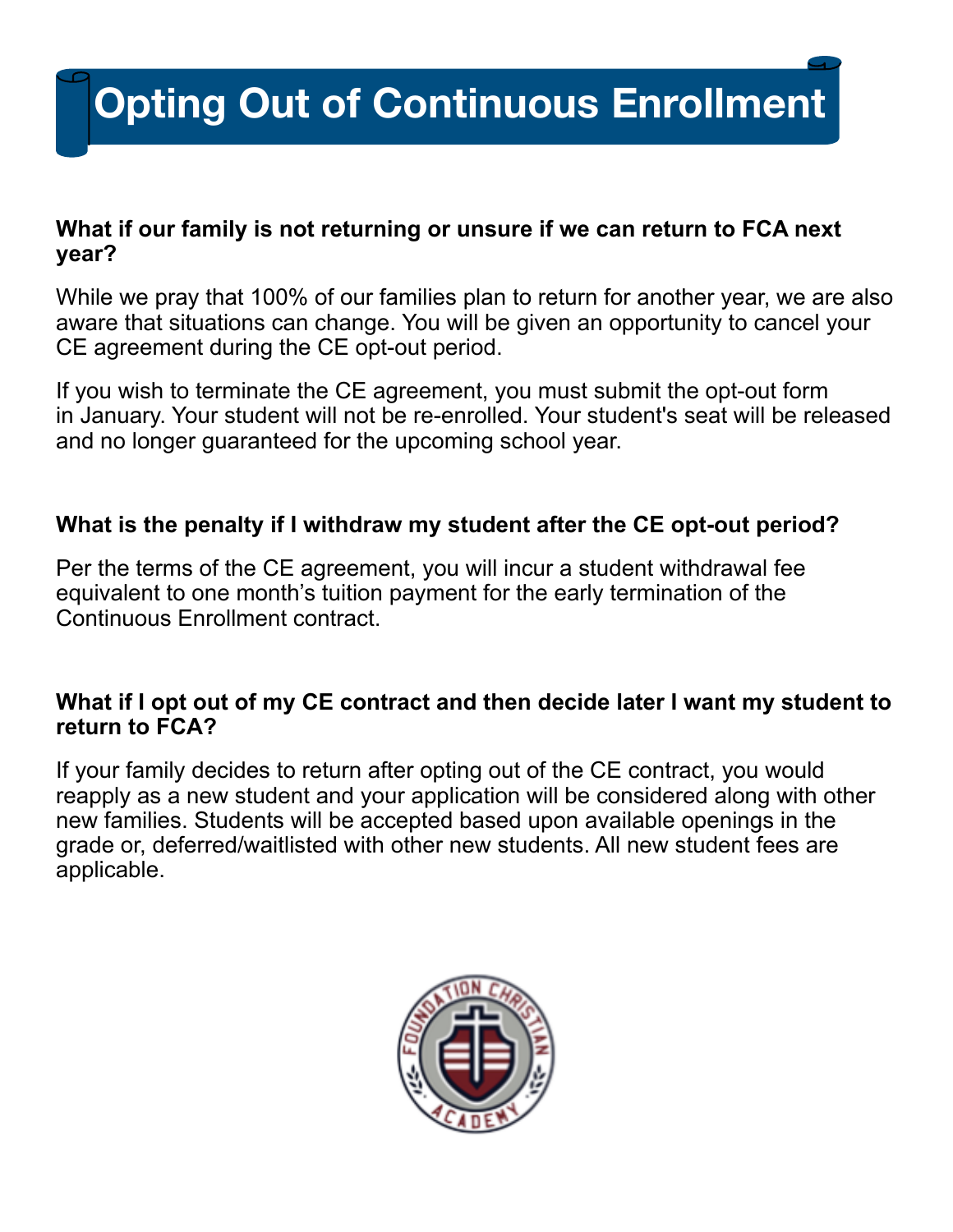# Opting Out of Continuous Enrollment

**What if our family is not returning or unsure if we can return to FCA next year?**

While we pray that 100% of our families plan to return for another year, we are also aware that situations can change. You will be given an opportunity to cancel your CE agreement during the CE opt-out period.

If you wish to terminate the CE agreement, you must submit the opt-out form in January. Your student will not be re-enrolled. Your student's seat will be released and no longer guaranteed for the upcoming school year.

**What is the penalty if I withdraw my student after the CE opt-out period?**

Per the terms of the CE agreement, you will incur a student withdrawal fee equivalent to one month's tuition payment for the early termination of the Continuous Enrollment contract.

**What if I opt out of my CE contract and then decide later I want my student to return to FCA?**

If your family decides to return after opting out of the CE contract, you would reapply as a new student and your application will be considered along with other new families. Students will be accepted based upon available openings in the grade or, deferred/waitlisted with other new students. All new student fees are applicable.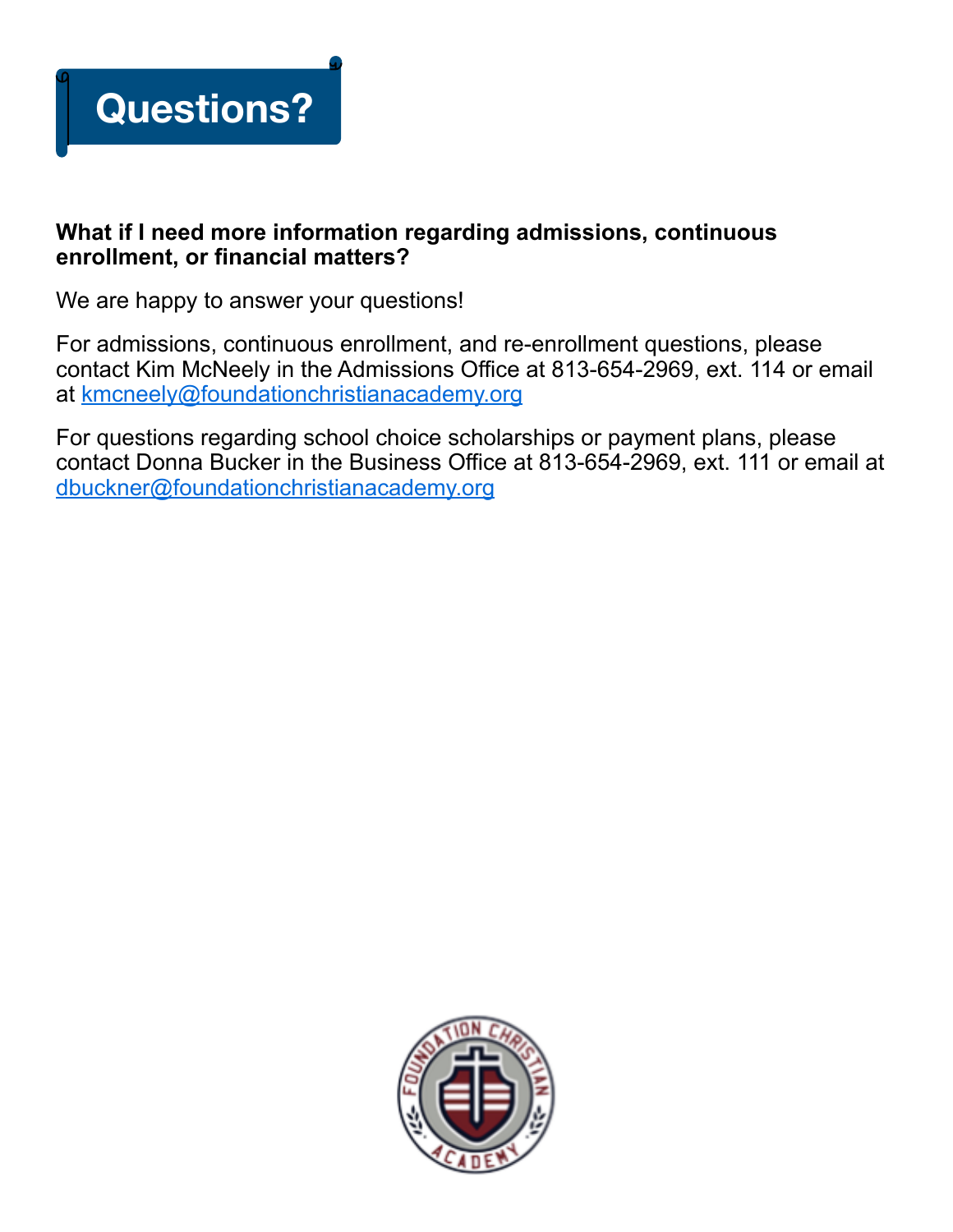# Questions?

**What if I need more information regarding admissions, continuous enrollment, or financial matters?**

We are happy to answer your questions!

For admissions, continuous enrollment, and re-enrollment questions, please contact Kim McNeely in the Admissions Office at 813-654-2969, ext. 114 or email at kmcneely@foundationchristianacademy.org

For questions regarding school choice scholarships or payment plans, please contact Donna Bucker in the Business Office at 813-654-2969, ext. 111 or email at dbuckner@foundationchristianacademy.org